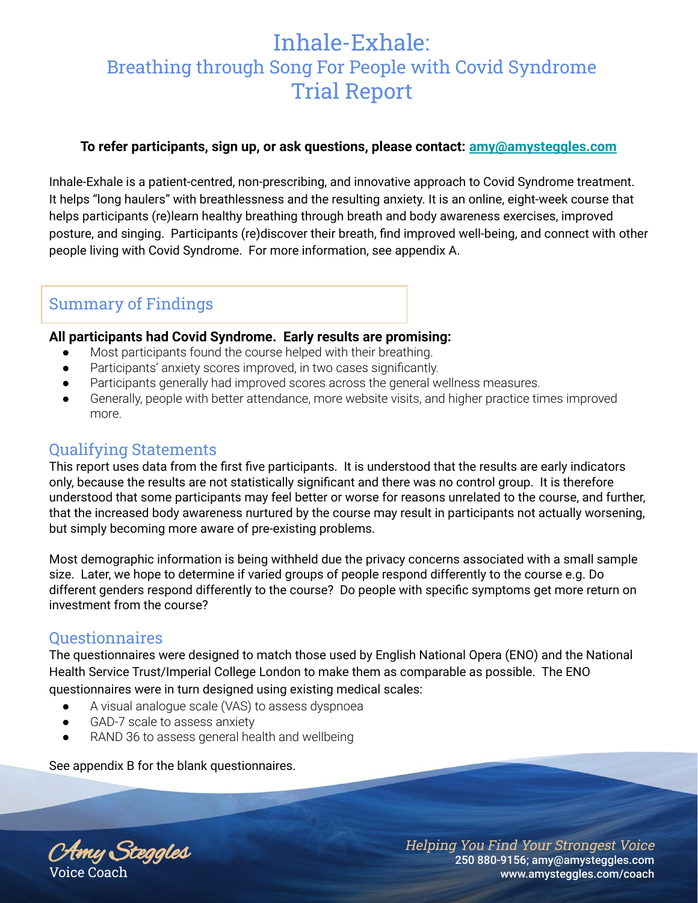# Inhale-Exhale:
## Breathing through Song For People with Covid Syndrome
## Trial Report

**To refer participants, sign up, or ask questions, please contact: amy@amysteggles.com**

Inhale-Exhale is a patient-centred, non-prescribing, and innovative approach to Covid Syndrome treatment. It helps "long haulers" with breathlessness and the resulting anxiety. It is an online, eight-week course that helps participants (re)learn healthy breathing through breath and body awareness exercises, improved posture, and singing. Participants (re)discover their breath, find improved well-being, and connect with other people living with Covid Syndrome. For more information, see appendix A.

## Summary of Findings

**All participants had Covid Syndrome. Early results are promising:**

- Most participants found the course helped with their breathing.
- Participants' anxiety scores improved, in two cases significantly.
- Participants generally had improved scores across the general wellness measures.
- Generally, people with better attendance, more website visits, and higher practice times improved more.

## Qualifying Statements

This report uses data from the first five participants. It is understood that the results are early indicators only, because the results are not statistically significant and there was no control group. It is therefore understood that some participants may feel better or worse for reasons unrelated to the course, and further, that the increased body awareness nurtured by the course may result in participants not actually worsening, but simply becoming more aware of pre-existing problems.

Most demographic information is being withheld due the privacy concerns associated with a small sample size. Later, we hope to determine if varied groups of people respond differently to the course e.g. Do different genders respond differently to the course? Do people with specific symptoms get more return on investment from the course?

## Questionnaires

The questionnaires were designed to match those used by English National Opera (ENO) and the National Health Service Trust/Imperial College London to make them as comparable as possible. The ENO questionnaires were in turn designed using existing medical scales:

- A visual analogue scale (VAS) to assess dyspnoea
- GAD-7 scale to assess anxiety
- RAND 36 to assess general health and wellbeing

See appendix B for the blank questionnaires.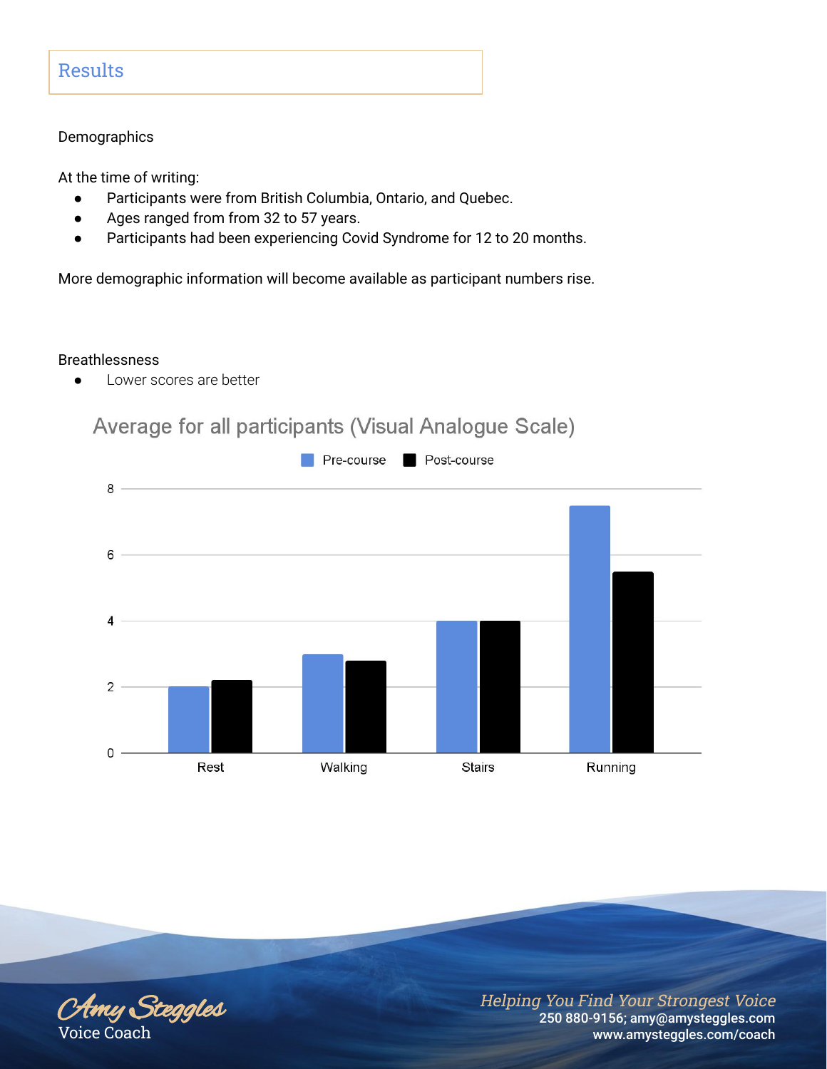## Results

Demographics

At the time of writing:

- Participants were from British Columbia, Ontario, and Quebec.
- Ages ranged from from 32 to 57 years.
- Participants had been experiencing Covid Syndrome for 12 to 20 months.

More demographic information will become available as participant numbers rise.

Breathlessness

- Lower scores are better

Average for all participants (Visual Analogue Scale)

Pre-course | Post-course

Rest | Walking | Stairs | Running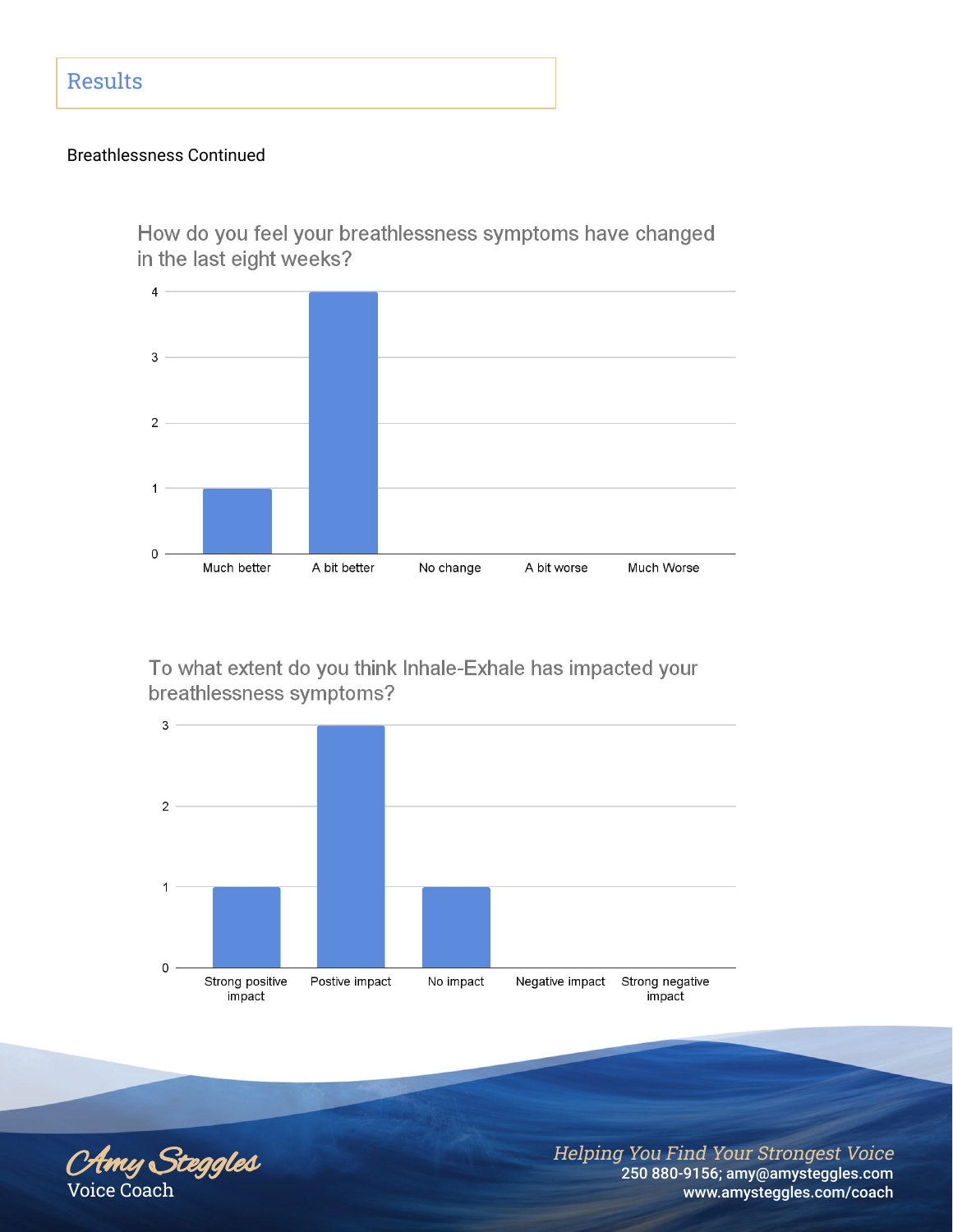## Results

Breathlessness Continued

How do you feel your breathlessness symptoms have changed in the last eight weeks?

| Response | Count |
| --- | --- |
| Much better | 1 |
| A bit better | 4 |
| No change | 0 |
| A bit worse | 0 |
| Much Worse | 0 |

To what extent do you think Inhale-Exhale has impacted your breathlessness symptoms?

| Response | Count |
| --- | --- |
| Strong positive impact | 1 |
| Postive impact | 3 |
| No impact | 1 |
| Negative impact | 0 |
| Strong negative impact | 0 |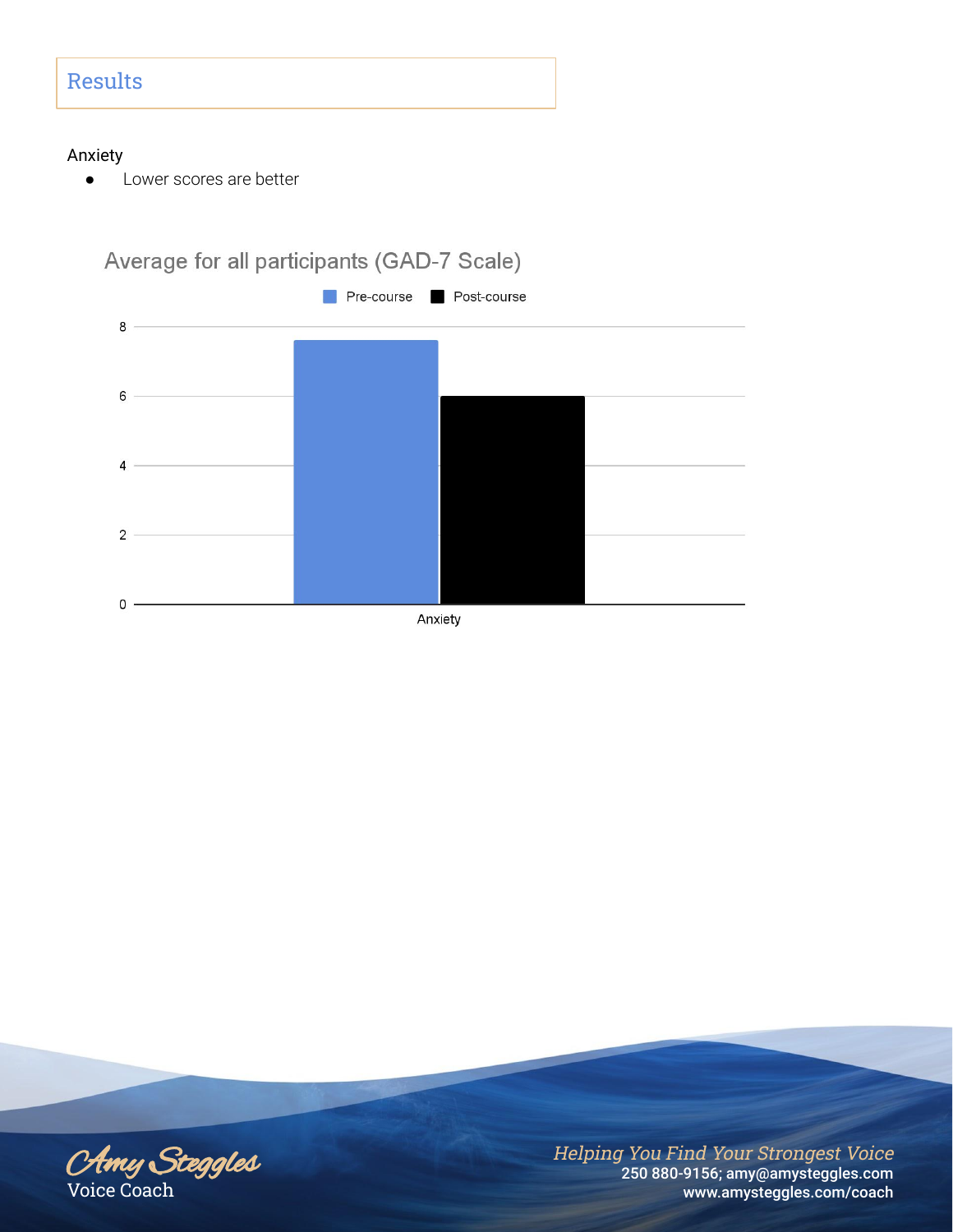## Results

Anxiety

- Lower scores are better

Average for all participants (GAD-7 Scale)

Pre-course ■ Post-course

8

6

4

2

0

Anxiety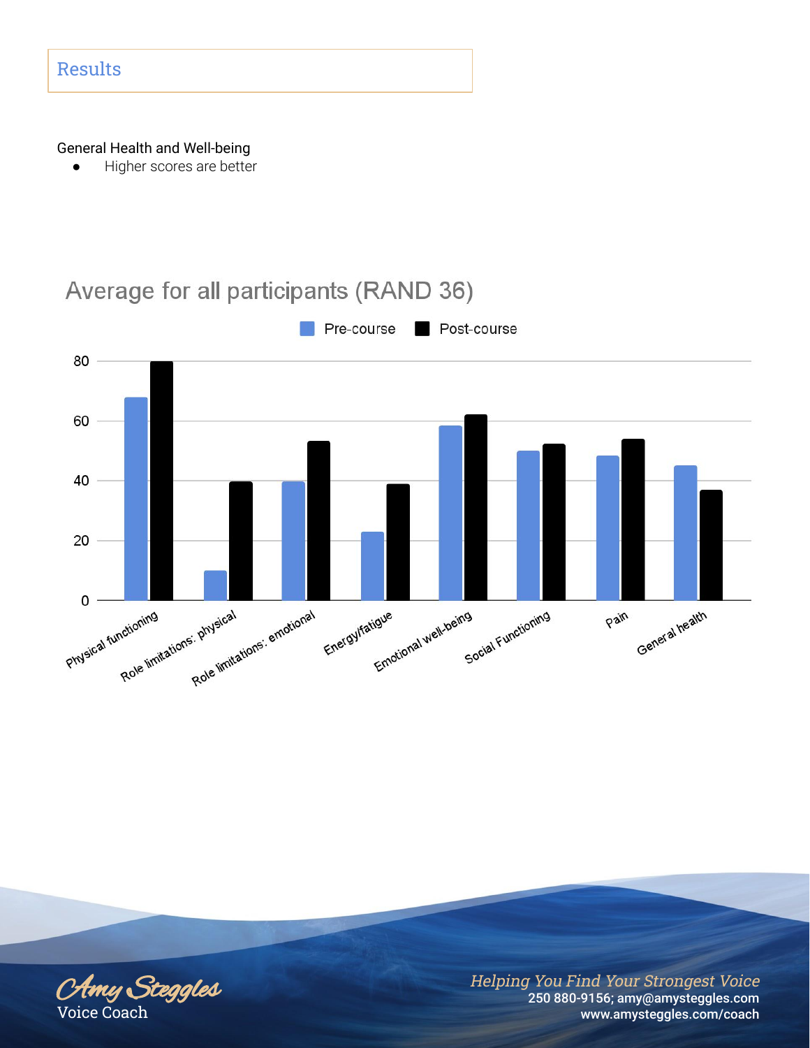## Results

General Health and Well-being

- Higher scores are better

Average for all participants (RAND 36)

Pre-course | Post-course

| Category | Pre-course | Post-course |
|---|---|---|
| Physical functioning | 68 | 80 |
| Role limitations: physical | 10 | 40 |
| Role limitations: emotional | 40 | 53 |
| Energy/fatigue | 23 | 39 |
| Emotional well-being | 58 | 62 |
| Social Functioning | 50 | 52 |
| Pain | 48 | 54 |
| General health | 45 | 37 |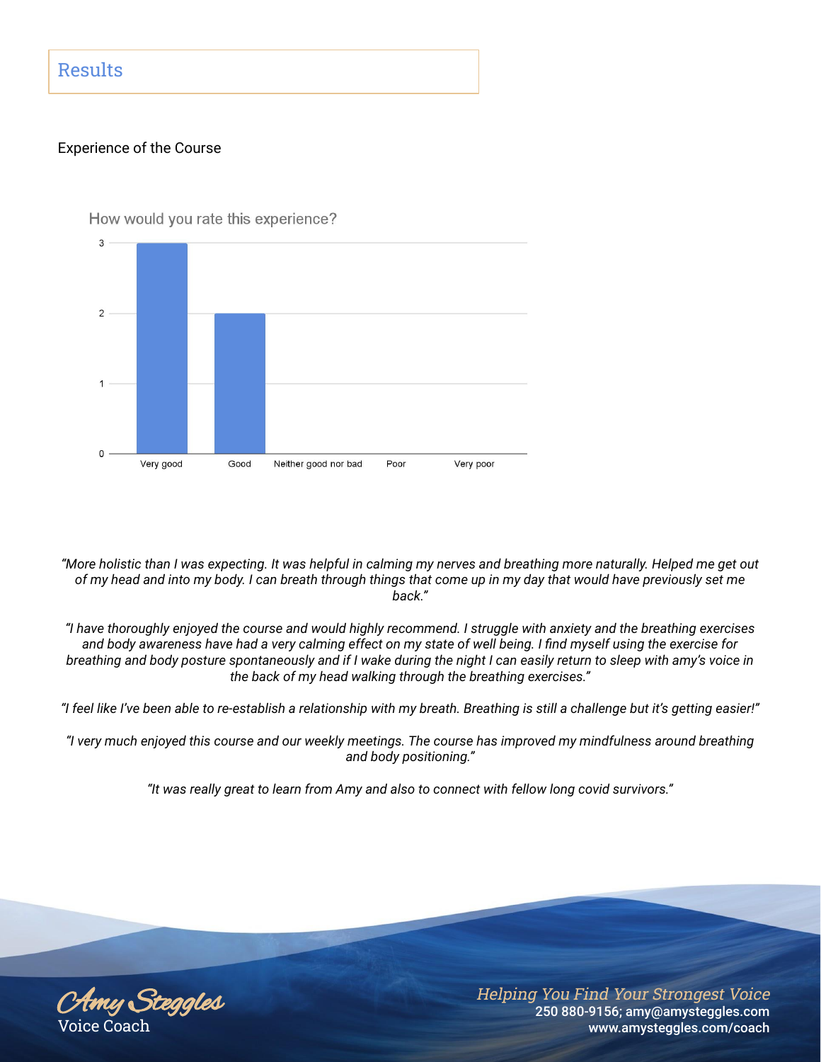# Results

## Experience of the Course

How would you rate this experience?

| Rating | Count |
|---|---|
| Very good | 3 |
| Good | 2 |
| Neither good nor bad | 0 |
| Poor | 0 |
| Very poor | 0 |

*“More holistic than I was expecting. It was helpful in calming my nerves and breathing more naturally. Helped me get out of my head and into my body. I can breath through things that come up in my day that would have previously set me back.”*

*“I have thoroughly enjoyed the course and would highly recommend. I struggle with anxiety and the breathing exercises and body awareness have had a very calming effect on my state of well being. I find myself using the exercise for breathing and body posture spontaneously and if I wake during the night I can easily return to sleep with amy’s voice in the back of my head walking through the breathing exercises.”*

*“I feel like I’ve been able to re-establish a relationship with my breath. Breathing is still a challenge but it’s getting easier!”*

*“I very much enjoyed this course and our weekly meetings. The course has improved my mindfulness around breathing and body positioning.”*

*“It was really great to learn from Amy and also to connect with fellow long covid survivors.”*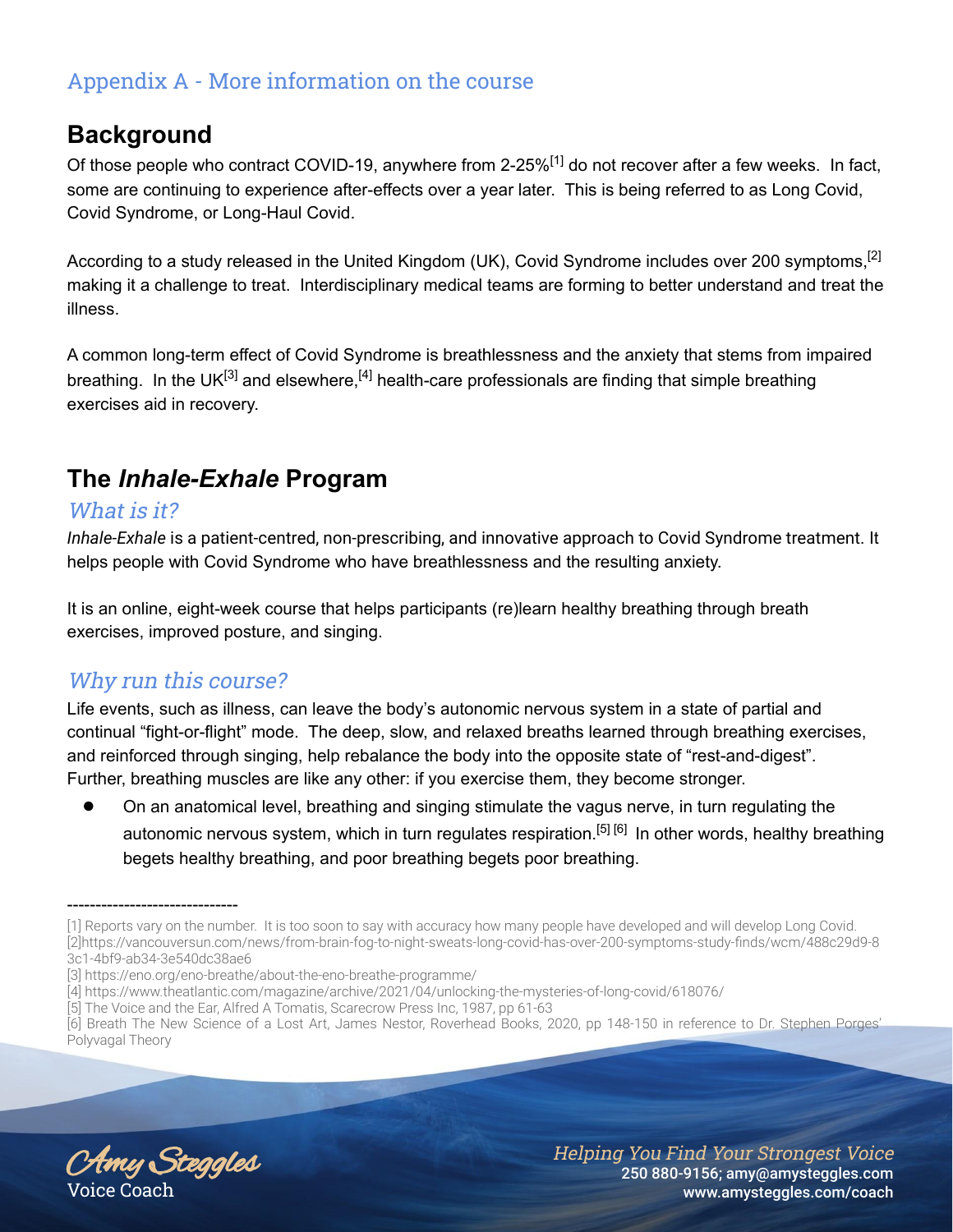## Appendix A - More information on the course

# Background

Of those people who contract COVID-19, anywhere from 2-25%[1] do not recover after a few weeks. In fact, some are continuing to experience after-effects over a year later. This is being referred to as Long Covid, Covid Syndrome, or Long-Haul Covid.

According to a study released in the United Kingdom (UK), Covid Syndrome includes over 200 symptoms,[2] making it a challenge to treat. Interdisciplinary medical teams are forming to better understand and treat the illness.

A common long-term effect of Covid Syndrome is breathlessness and the anxiety that stems from impaired breathing. In the UK[3] and elsewhere,[4] health-care professionals are finding that simple breathing exercises aid in recovery.

# The *Inhale-Exhale* Program

### *What is it?*

*Inhale-Exhale* is a patient-centred, non-prescribing, and innovative approach to Covid Syndrome treatment. It helps people with Covid Syndrome who have breathlessness and the resulting anxiety.

It is an online, eight-week course that helps participants (re)learn healthy breathing through breath exercises, improved posture, and singing.

### *Why run this course?*

Life events, such as illness, can leave the body's autonomic nervous system in a state of partial and continual "fight-or-flight" mode. The deep, slow, and relaxed breaths learned through breathing exercises, and reinforced through singing, help rebalance the body into the opposite state of "rest-and-digest". Further, breathing muscles are like any other: if you exercise them, they become stronger.

- On an anatomical level, breathing and singing stimulate the vagus nerve, in turn regulating the autonomic nervous system, which in turn regulates respiration.[5] [6] In other words, healthy breathing begets healthy breathing, and poor breathing begets poor breathing.

------------------------------

[1] Reports vary on the number. It is too soon to say with accuracy how many people have developed and will develop Long Covid.
[2]https://vancouversun.com/news/from-brain-fog-to-night-sweats-long-covid-has-over-200-symptoms-study-finds/wcm/488c29d9-83c1-4bf9-ab34-3e540dc38ae6
[3] https://eno.org/eno-breathe/about-the-eno-breathe-programme/
[4] https://www.theatlantic.com/magazine/archive/2021/04/unlocking-the-mysteries-of-long-covid/618076/
[5] The Voice and the Ear, Alfred A Tomatis, Scarecrow Press Inc, 1987, pp 61-63
[6] Breath The New Science of a Lost Art, James Nestor, Roverhead Books, 2020, pp 148-150 in reference to Dr. Stephen Porges' Polyvagal Theory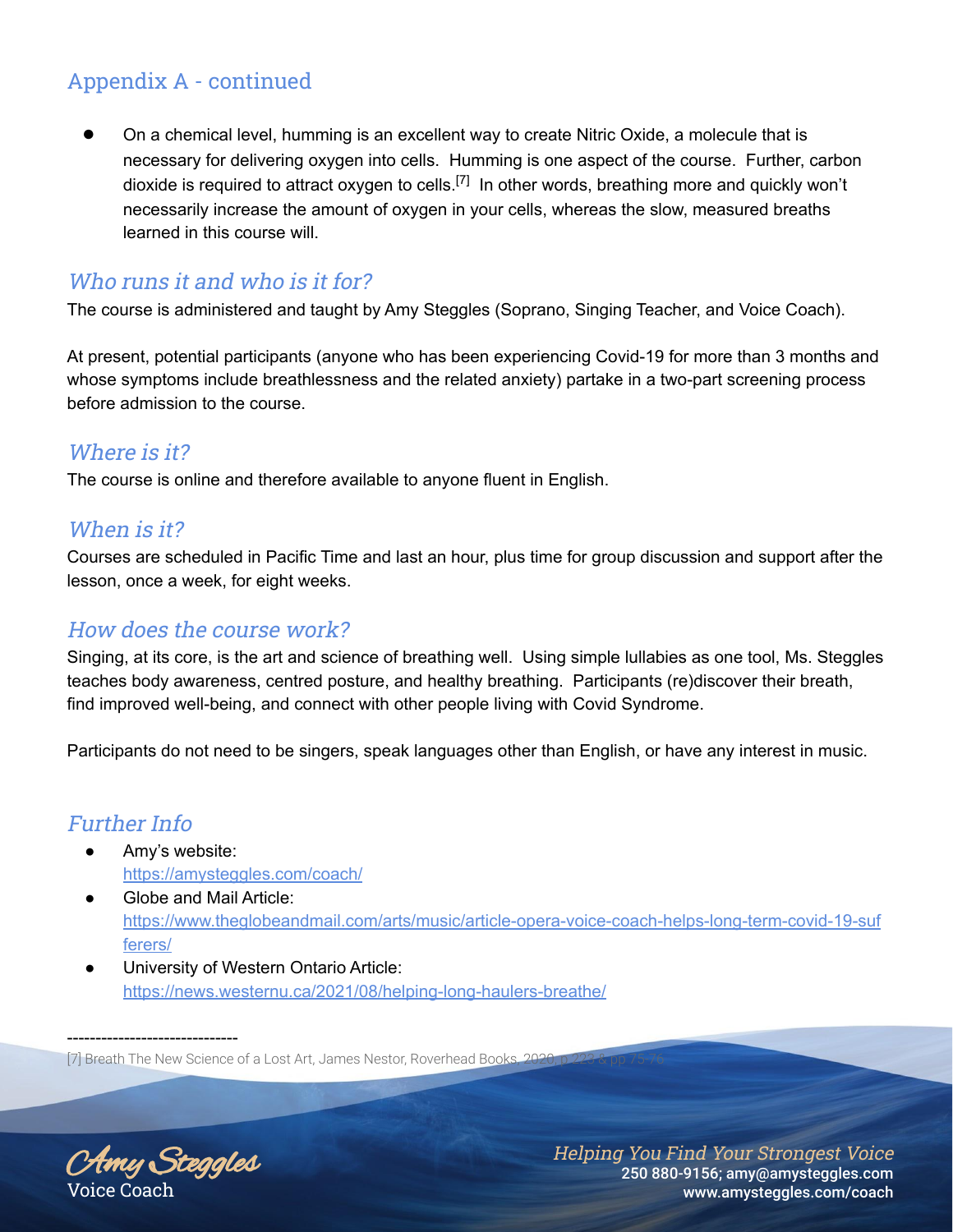## Appendix A - continued

- On a chemical level, humming is an excellent way to create Nitric Oxide, a molecule that is necessary for delivering oxygen into cells. Humming is one aspect of the course. Further, carbon dioxide is required to attract oxygen to cells.[7] In other words, breathing more and quickly won't necessarily increase the amount of oxygen in your cells, whereas the slow, measured breaths learned in this course will.

### *Who runs it and who is it for?*

The course is administered and taught by Amy Steggles (Soprano, Singing Teacher, and Voice Coach).

At present, potential participants (anyone who has been experiencing Covid-19 for more than 3 months and whose symptoms include breathlessness and the related anxiety) partake in a two-part screening process before admission to the course.

### *Where is it?*

The course is online and therefore available to anyone fluent in English.

### *When is it?*

Courses are scheduled in Pacific Time and last an hour, plus time for group discussion and support after the lesson, once a week, for eight weeks.

### *How does the course work?*

Singing, at its core, is the art and science of breathing well. Using simple lullabies as one tool, Ms. Steggles teaches body awareness, centred posture, and healthy breathing. Participants (re)discover their breath, find improved well-being, and connect with other people living with Covid Syndrome.

Participants do not need to be singers, speak languages other than English, or have any interest in music.

### *Further Info*

- Amy's website:
  https://amysteggles.com/coach/
- Globe and Mail Article:
  https://www.theglobeandmail.com/arts/music/article-opera-voice-coach-helps-long-term-covid-19-sufferers/
- University of Western Ontario Article:
  https://news.westernu.ca/2021/08/helping-long-haulers-breathe/

-------------------------------

[7] Breath The New Science of a Lost Art, James Nestor, Roverhead Books, 2020, p 223 & pp 75-76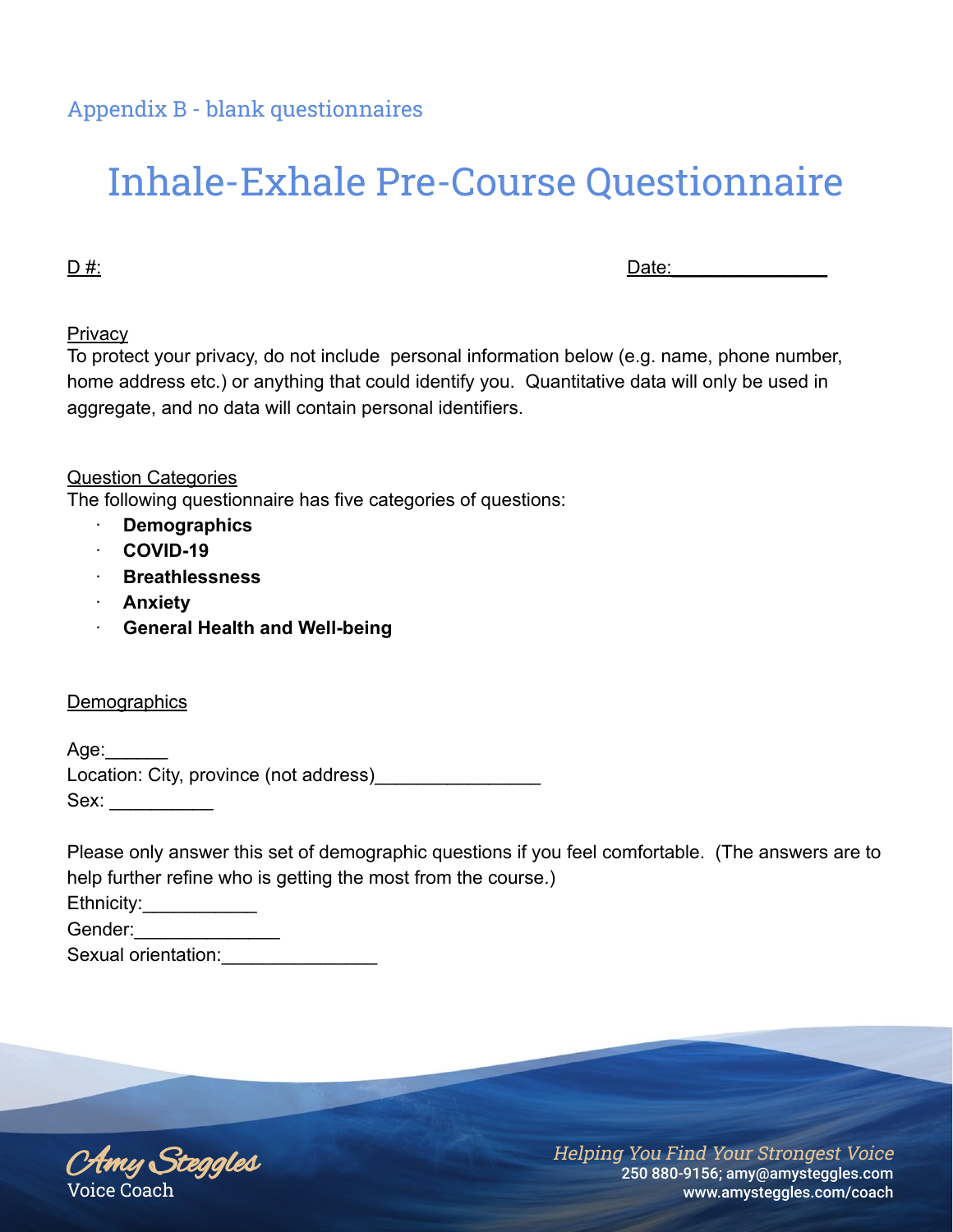Appendix B - blank questionnaires

# Inhale-Exhale Pre-Course Questionnaire

D #: Date:_______________

Privacy

To protect your privacy, do not include personal information below (e.g. name, phone number, home address etc.) or anything that could identify you. Quantitative data will only be used in aggregate, and no data will contain personal identifiers.

Question Categories

The following questionnaire has five categories of questions:

- **Demographics**
- **COVID-19**
- **Breathlessness**
- **Anxiety**
- **General Health and Well-being**

Demographics

Age:______

Location: City, province (not address)________________

Sex: __________

Please only answer this set of demographic questions if you feel comfortable. (The answers are to help further refine who is getting the most from the course.)

Ethnicity:___________

Gender:______________

Sexual orientation:_______________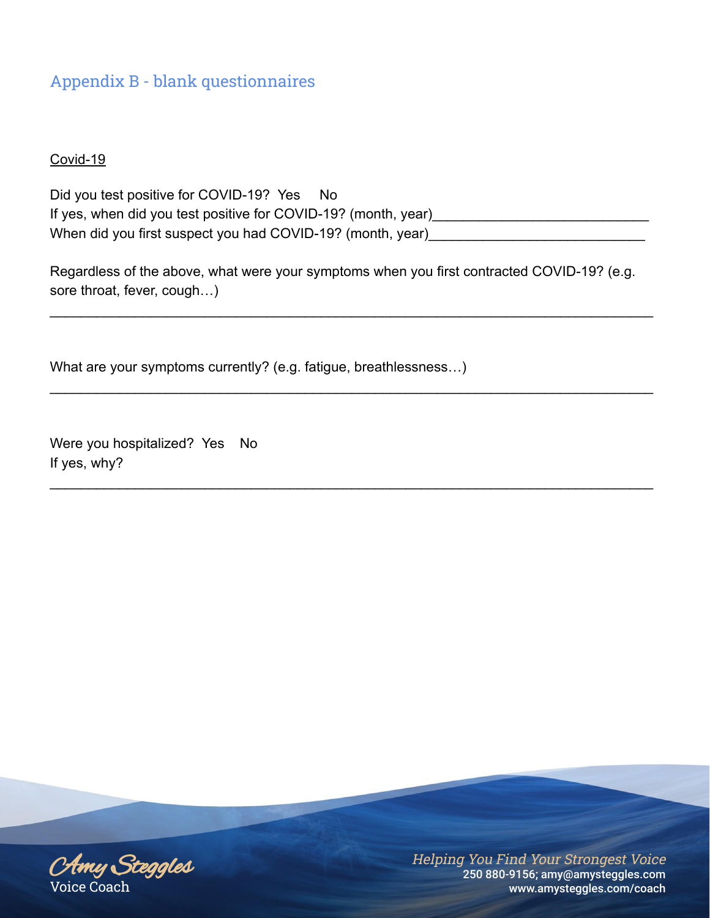## Appendix B - blank questionnaires

Covid-19

Did you test positive for COVID-19? Yes No
If yes, when did you test positive for COVID-19? (month, year)____________________________
When did you first suspect you had COVID-19? (month, year)____________________________

Regardless of the above, what were your symptoms when you first contracted COVID-19? (e.g. sore throat, fever, cough…)

______________________________________________________________________________

What are your symptoms currently? (e.g. fatigue, breathlessness…)

______________________________________________________________________________

Were you hospitalized? Yes No
If yes, why?

______________________________________________________________________________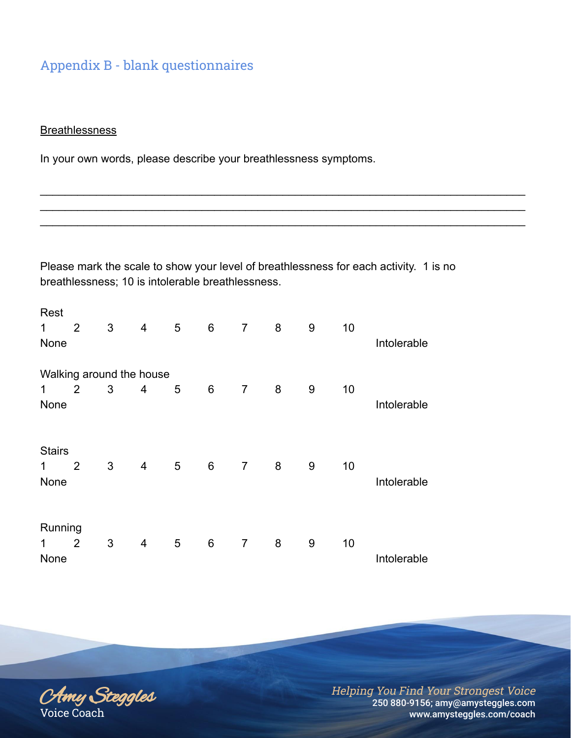## Appendix B - blank questionnaires

Breathlessness

In your own words, please describe your breathlessness symptoms.

\_\_\_\_\_\_\_\_\_\_\_\_\_\_\_\_\_\_\_\_\_\_\_\_\_\_\_\_\_\_\_\_\_\_\_\_\_\_\_\_\_\_\_\_\_\_\_\_\_\_\_\_\_\_\_\_\_\_\_\_\_\_\_\_\_\_\_\_\_\_\_\_\_\_\_\_\_\_
\_\_\_\_\_\_\_\_\_\_\_\_\_\_\_\_\_\_\_\_\_\_\_\_\_\_\_\_\_\_\_\_\_\_\_\_\_\_\_\_\_\_\_\_\_\_\_\_\_\_\_\_\_\_\_\_\_\_\_\_\_\_\_\_\_\_\_\_\_\_\_\_\_\_\_\_\_\_
\_\_\_\_\_\_\_\_\_\_\_\_\_\_\_\_\_\_\_\_\_\_\_\_\_\_\_\_\_\_\_\_\_\_\_\_\_\_\_\_\_\_\_\_\_\_\_\_\_\_\_\_\_\_\_\_\_\_\_\_\_\_\_\_\_\_\_\_\_\_\_\_\_\_\_\_\_\_

Please mark the scale to show your level of breathlessness for each activity. 1 is no breathlessness; 10 is intolerable breathlessness.

Rest
1 2 3 4 5 6 7 8 9 10
None Intolerable

Walking around the house
1 2 3 4 5 6 7 8 9 10
None Intolerable

Stairs
1 2 3 4 5 6 7 8 9 10
None Intolerable

Running
1 2 3 4 5 6 7 8 9 10
None Intolerable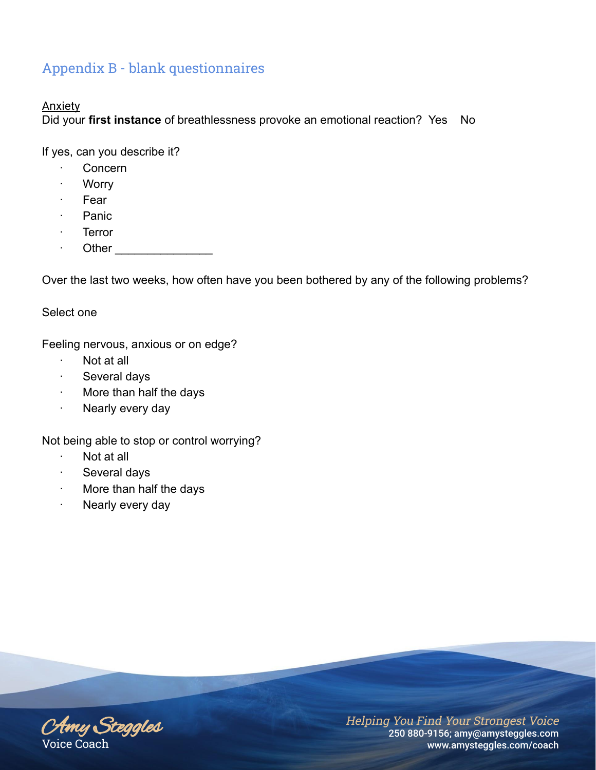## Appendix B - blank questionnaires

<u>Anxiety</u>

Did your **first instance** of breathlessness provoke an emotional reaction?  Yes    No

If yes, can you describe it?

- Concern
- Worry
- Fear
- Panic
- Terror
- Other _______________

Over the last two weeks, how often have you been bothered by any of the following problems?

Select one

Feeling nervous, anxious or on edge?

- Not at all
- Several days
- More than half the days
- Nearly every day

Not being able to stop or control worrying?

- Not at all
- Several days
- More than half the days
- Nearly every day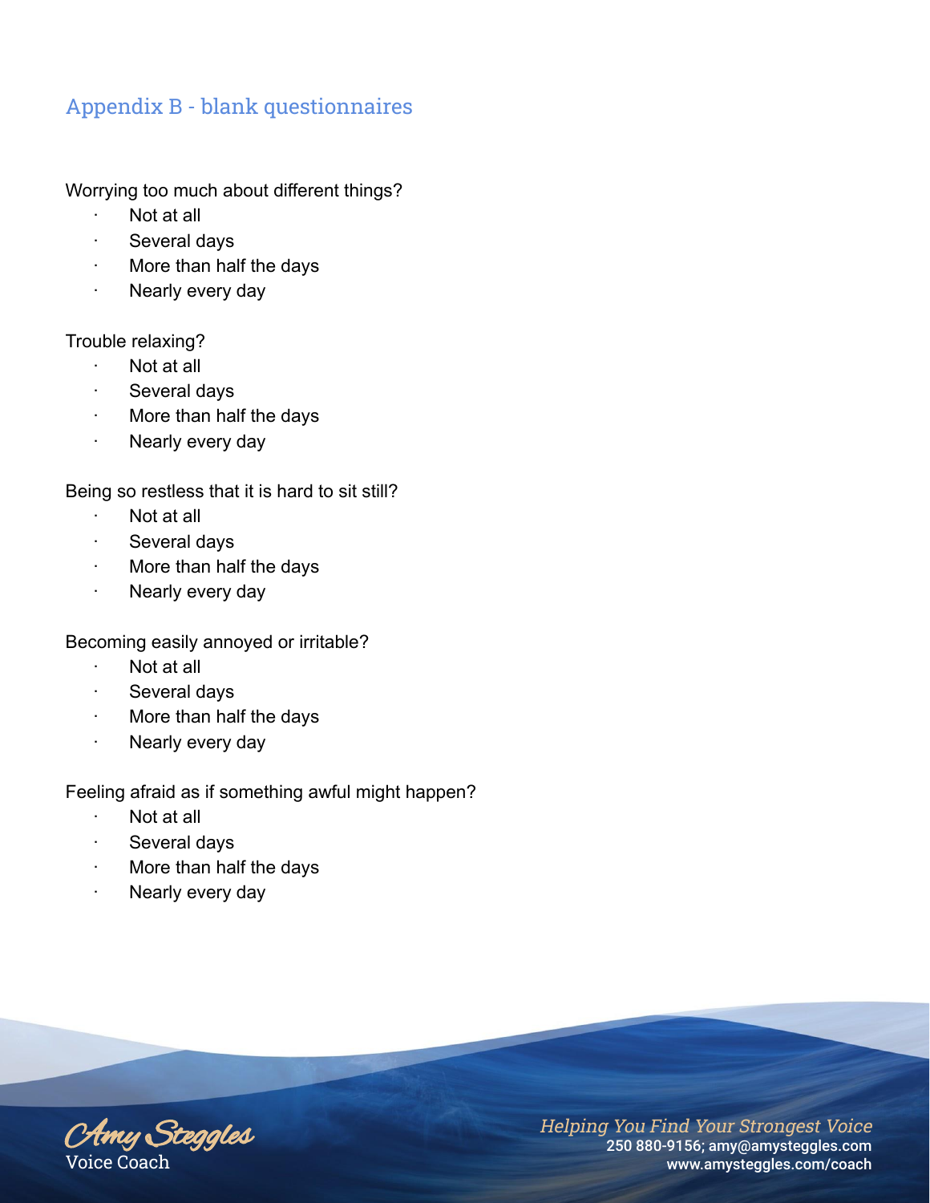## Appendix B - blank questionnaires

Worrying too much about different things?

- Not at all
- Several days
- More than half the days
- Nearly every day

Trouble relaxing?

- Not at all
- Several days
- More than half the days
- Nearly every day

Being so restless that it is hard to sit still?

- Not at all
- Several days
- More than half the days
- Nearly every day

Becoming easily annoyed or irritable?

- Not at all
- Several days
- More than half the days
- Nearly every day

Feeling afraid as if something awful might happen?

- Not at all
- Several days
- More than half the days
- Nearly every day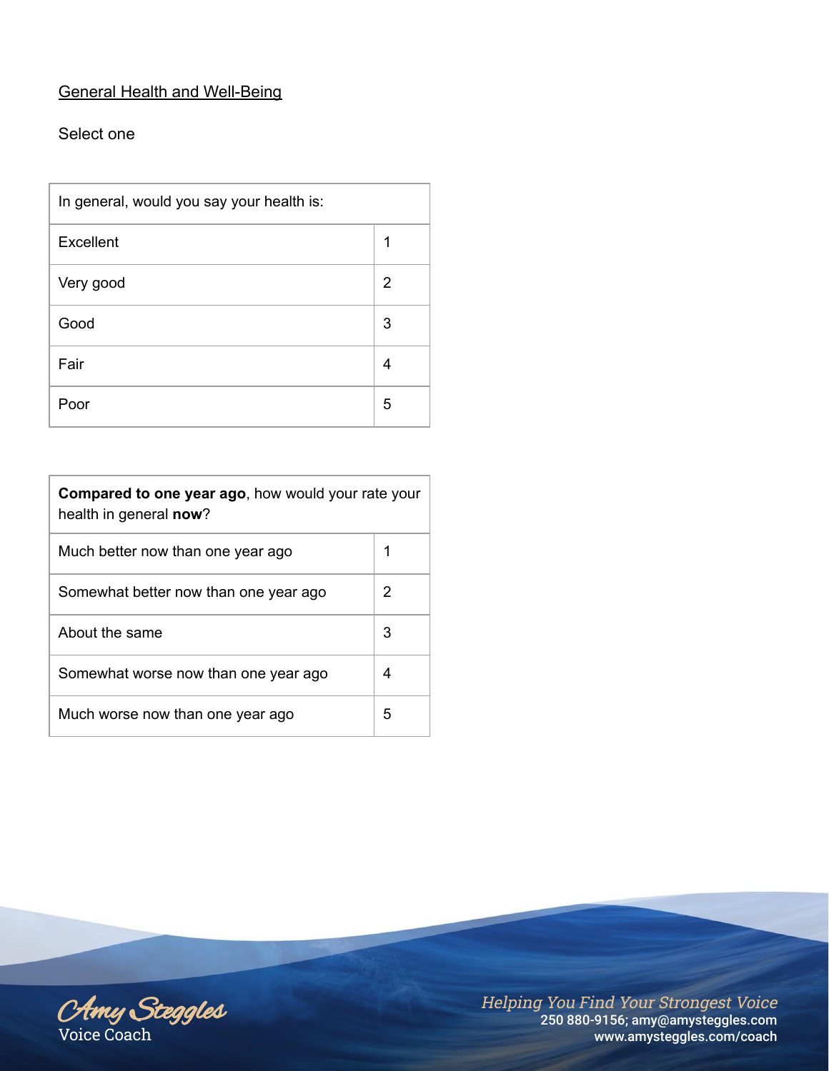General Health and Well-Being

Select one

| In general, would you say your health is: | |
|---|---|
| Excellent | 1 |
| Very good | 2 |
| Good | 3 |
| Fair | 4 |
| Poor | 5 |

| **Compared to one year ago**, how would your rate your health in general **now**? | |
|---|---|
| Much better now than one year ago | 1 |
| Somewhat better now than one year ago | 2 |
| About the same | 3 |
| Somewhat worse now than one year ago | 4 |
| Much worse now than one year ago | 5 |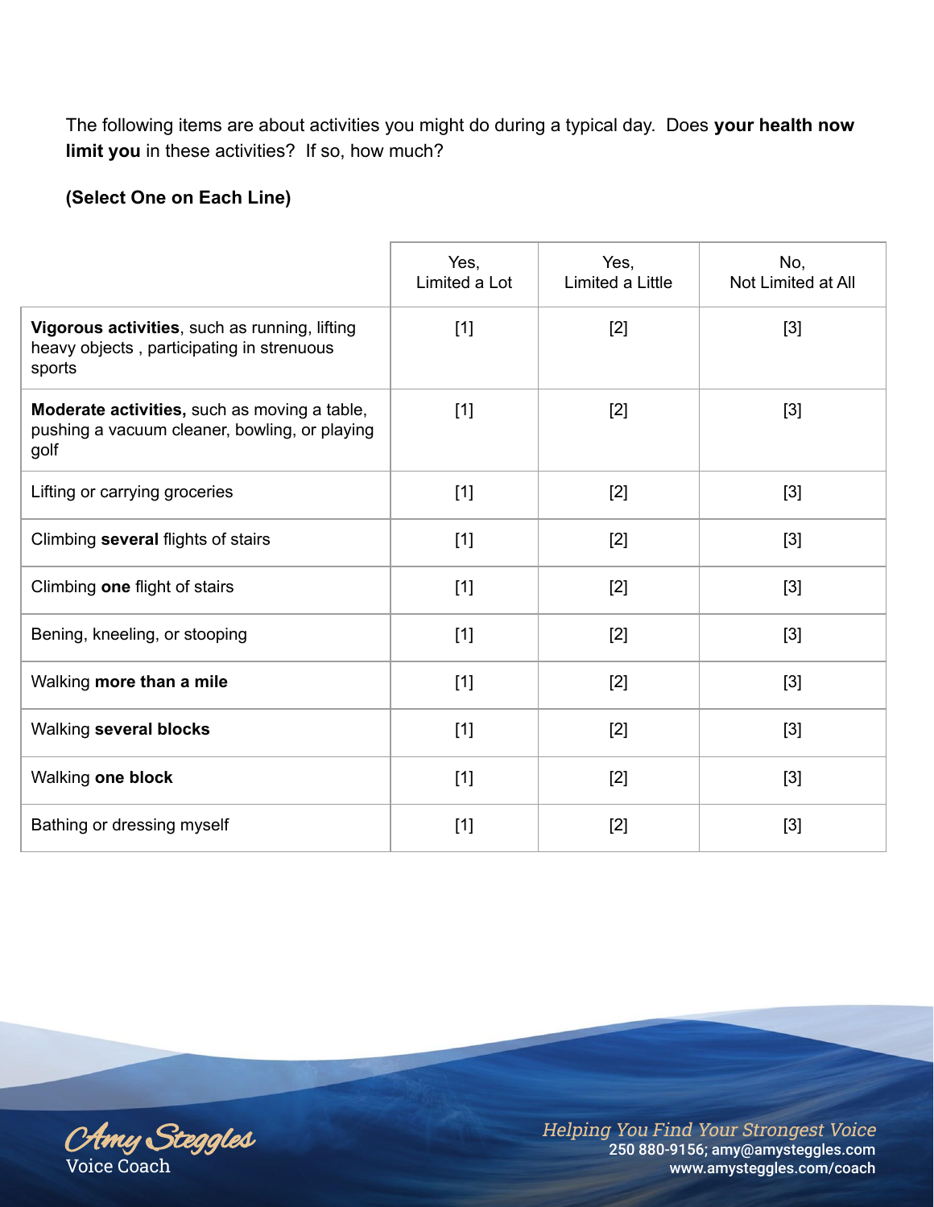The following items are about activities you might do during a typical day. Does **your health now limit you** in these activities? If so, how much?

**(Select One on Each Line)**

| | Yes, Limited a Lot | Yes, Limited a Little | No, Not Limited at All |
|---|---|---|---|
| **Vigorous activities**, such as running, lifting heavy objects , participating in strenuous sports | [1] | [2] | [3] |
| **Moderate activities,** such as moving a table, pushing a vacuum cleaner, bowling, or playing golf | [1] | [2] | [3] |
| Lifting or carrying groceries | [1] | [2] | [3] |
| Climbing **several** flights of stairs | [1] | [2] | [3] |
| Climbing **one** flight of stairs | [1] | [2] | [3] |
| Bening, kneeling, or stooping | [1] | [2] | [3] |
| Walking **more than a mile** | [1] | [2] | [3] |
| Walking **several blocks** | [1] | [2] | [3] |
| Walking **one block** | [1] | [2] | [3] |
| Bathing or dressing myself | [1] | [2] | [3] |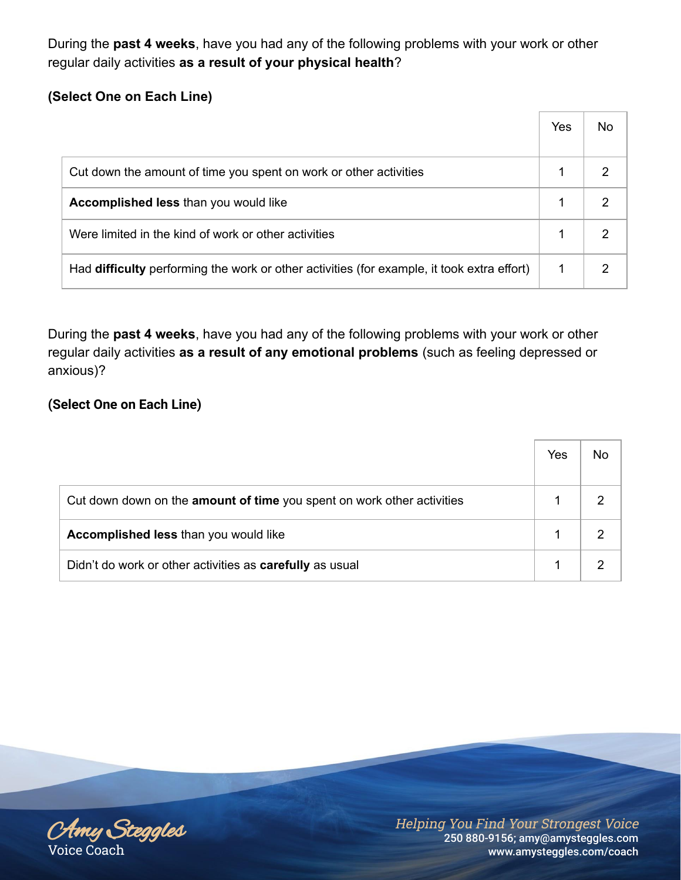During the **past 4 weeks**, have you had any of the following problems with your work or other regular daily activities **as a result of your physical health**?

**(Select One on Each Line)**

| | Yes | No |
|---|---|---|
| Cut down the amount of time you spent on work or other activities | 1 | 2 |
| **Accomplished less** than you would like | 1 | 2 |
| Were limited in the kind of work or other activities | 1 | 2 |
| Had **difficulty** performing the work or other activities (for example, it took extra effort) | 1 | 2 |

During the **past 4 weeks**, have you had any of the following problems with your work or other regular daily activities **as a result of any emotional problems** (such as feeling depressed or anxious)?

**(Select One on Each Line)**

| | Yes | No |
|---|---|---|
| Cut down down on the **amount of time** you spent on work other activities | 1 | 2 |
| **Accomplished less** than you would like | 1 | 2 |
| Didn't do work or other activities as **carefully** as usual | 1 | 2 |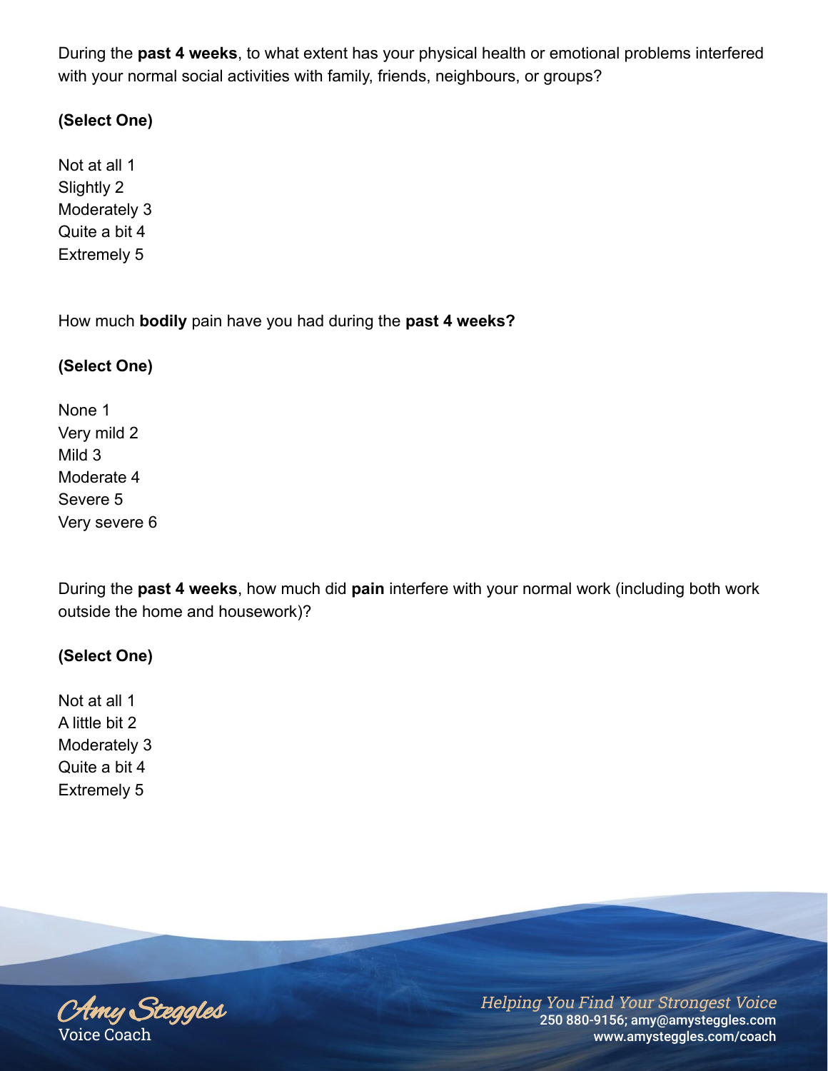During the **past 4 weeks**, to what extent has your physical health or emotional problems interfered with your normal social activities with family, friends, neighbours, or groups?

**(Select One)**

Not at all 1
Slightly 2
Moderately 3
Quite a bit 4
Extremely 5

How much **bodily** pain have you had during the **past 4 weeks?**

**(Select One)**

None 1
Very mild 2
Mild 3
Moderate 4
Severe 5
Very severe 6

During the **past 4 weeks**, how much did **pain** interfere with your normal work (including both work outside the home and housework)?

**(Select One)**

Not at all 1
A little bit 2
Moderately 3
Quite a bit 4
Extremely 5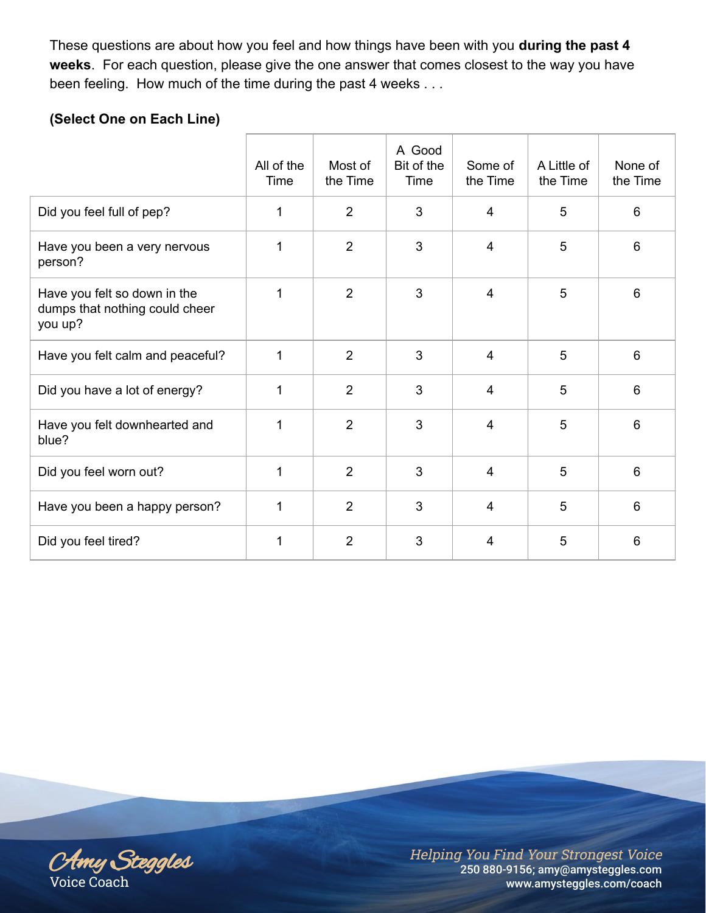These questions are about how you feel and how things have been with you **during the past 4 weeks**. For each question, please give the one answer that comes closest to the way you have been feeling. How much of the time during the past 4 weeks . . .

**(Select One on Each Line)**

| | All of the Time | Most of the Time | A Good Bit of the Time | Some of the Time | A Little of the Time | None of the Time |
|---|---|---|---|---|---|---|
| Did you feel full of pep? | 1 | 2 | 3 | 4 | 5 | 6 |
| Have you been a very nervous person? | 1 | 2 | 3 | 4 | 5 | 6 |
| Have you felt so down in the dumps that nothing could cheer you up? | 1 | 2 | 3 | 4 | 5 | 6 |
| Have you felt calm and peaceful? | 1 | 2 | 3 | 4 | 5 | 6 |
| Did you have a lot of energy? | 1 | 2 | 3 | 4 | 5 | 6 |
| Have you felt downhearted and blue? | 1 | 2 | 3 | 4 | 5 | 6 |
| Did you feel worn out? | 1 | 2 | 3 | 4 | 5 | 6 |
| Have you been a happy person? | 1 | 2 | 3 | 4 | 5 | 6 |
| Did you feel tired? | 1 | 2 | 3 | 4 | 5 | 6 |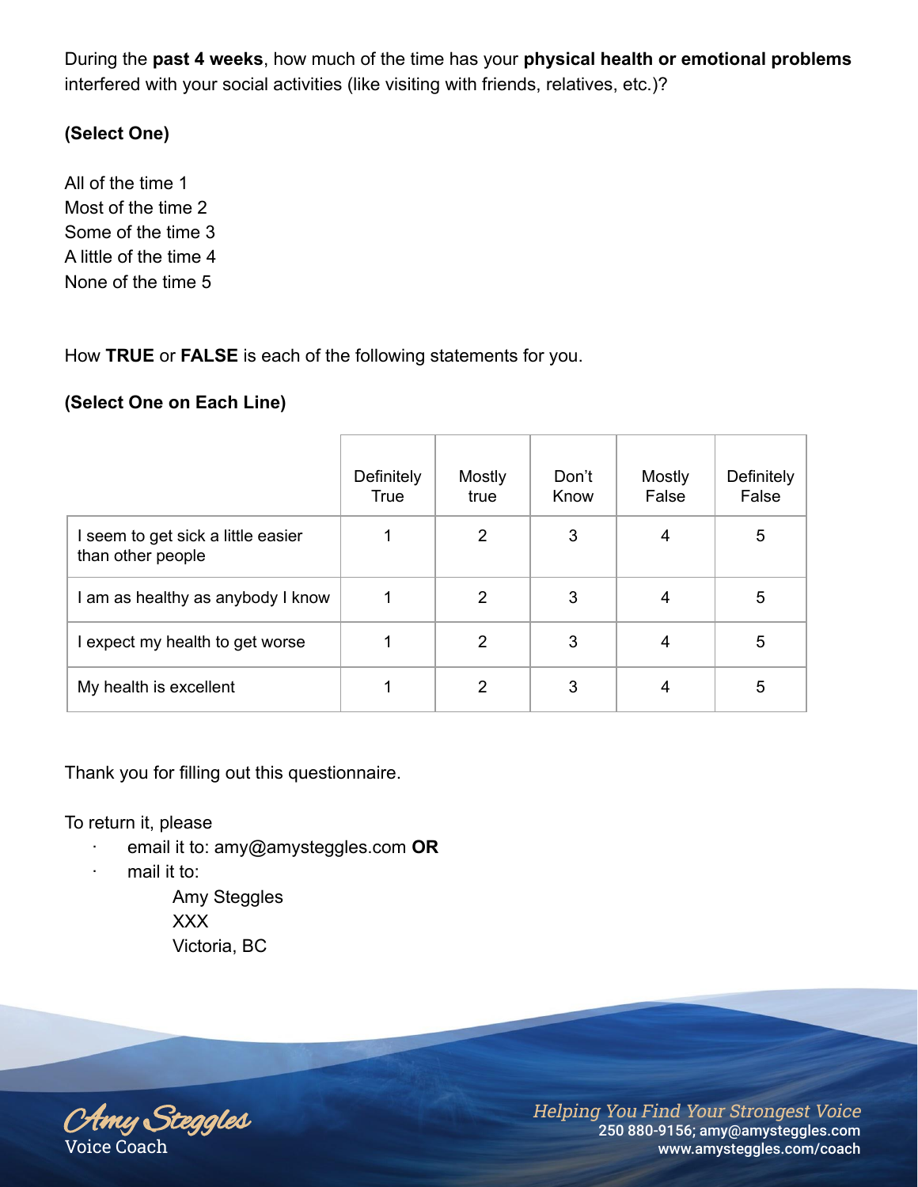During the **past 4 weeks**, how much of the time has your **physical health or emotional problems** interfered with your social activities (like visiting with friends, relatives, etc.)?

**(Select One)**

All of the time 1
Most of the time 2
Some of the time 3
A little of the time 4
None of the time 5

How **TRUE** or **FALSE** is each of the following statements for you.

**(Select One on Each Line)**

| | Definitely True | Mostly true | Don't Know | Mostly False | Definitely False |
|---|---|---|---|---|---|
| I seem to get sick a little easier than other people | 1 | 2 | 3 | 4 | 5 |
| I am as healthy as anybody I know | 1 | 2 | 3 | 4 | 5 |
| I expect my health to get worse | 1 | 2 | 3 | 4 | 5 |
| My health is excellent | 1 | 2 | 3 | 4 | 5 |

Thank you for filling out this questionnaire.

To return it, please

- email it to: amy@amysteggles.com **OR**
- mail it to:
  Amy Steggles
  XXX
  Victoria, BC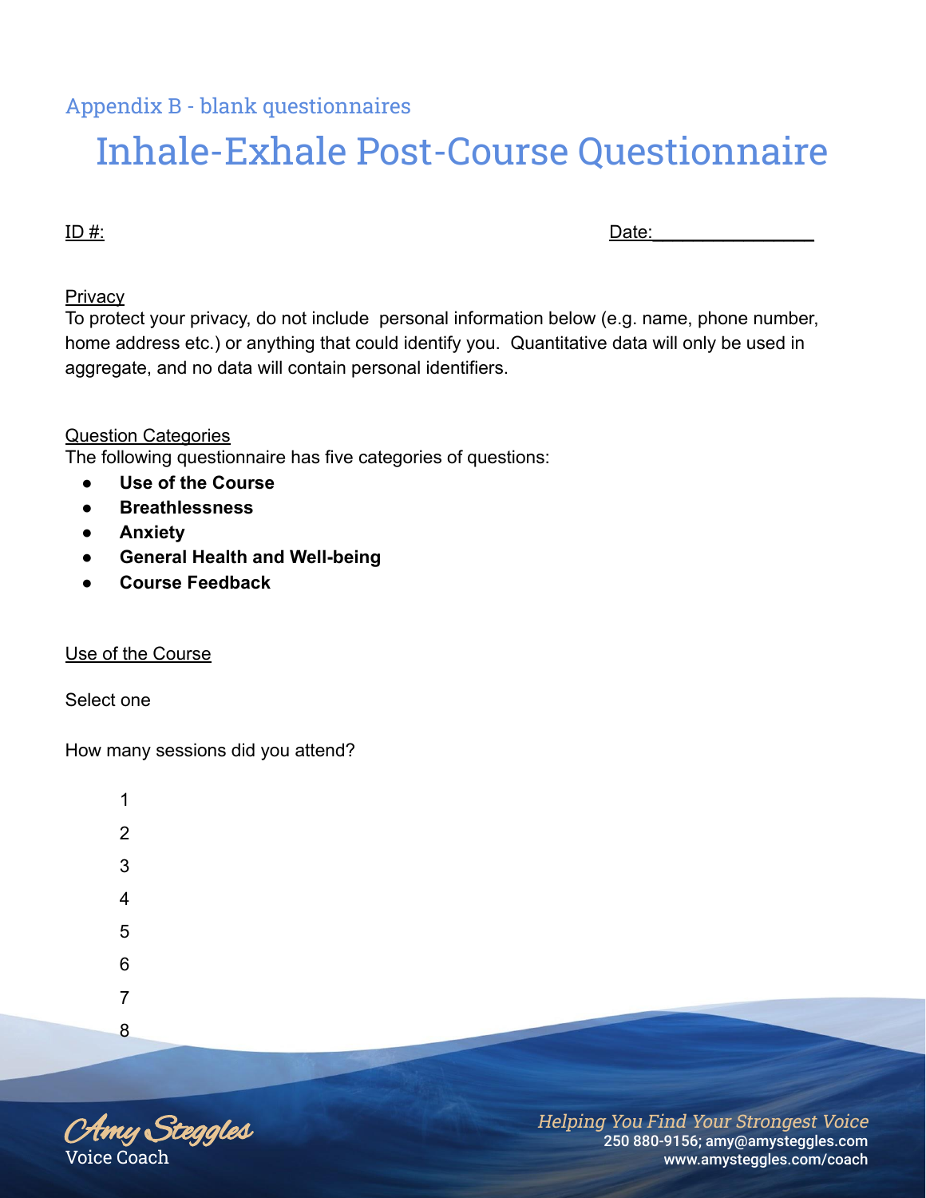Appendix B - blank questionnaires

# Inhale-Exhale Post-Course Questionnaire

ID #: Date:________________

Privacy

To protect your privacy, do not include personal information below (e.g. name, phone number, home address etc.) or anything that could identify you. Quantitative data will only be used in aggregate, and no data will contain personal identifiers.

Question Categories

The following questionnaire has five categories of questions:

- **Use of the Course**
- **Breathlessness**
- **Anxiety**
- **General Health and Well-being**
- **Course Feedback**

Use of the Course

Select one

How many sessions did you attend?

1

2

3

4

5

6

7

8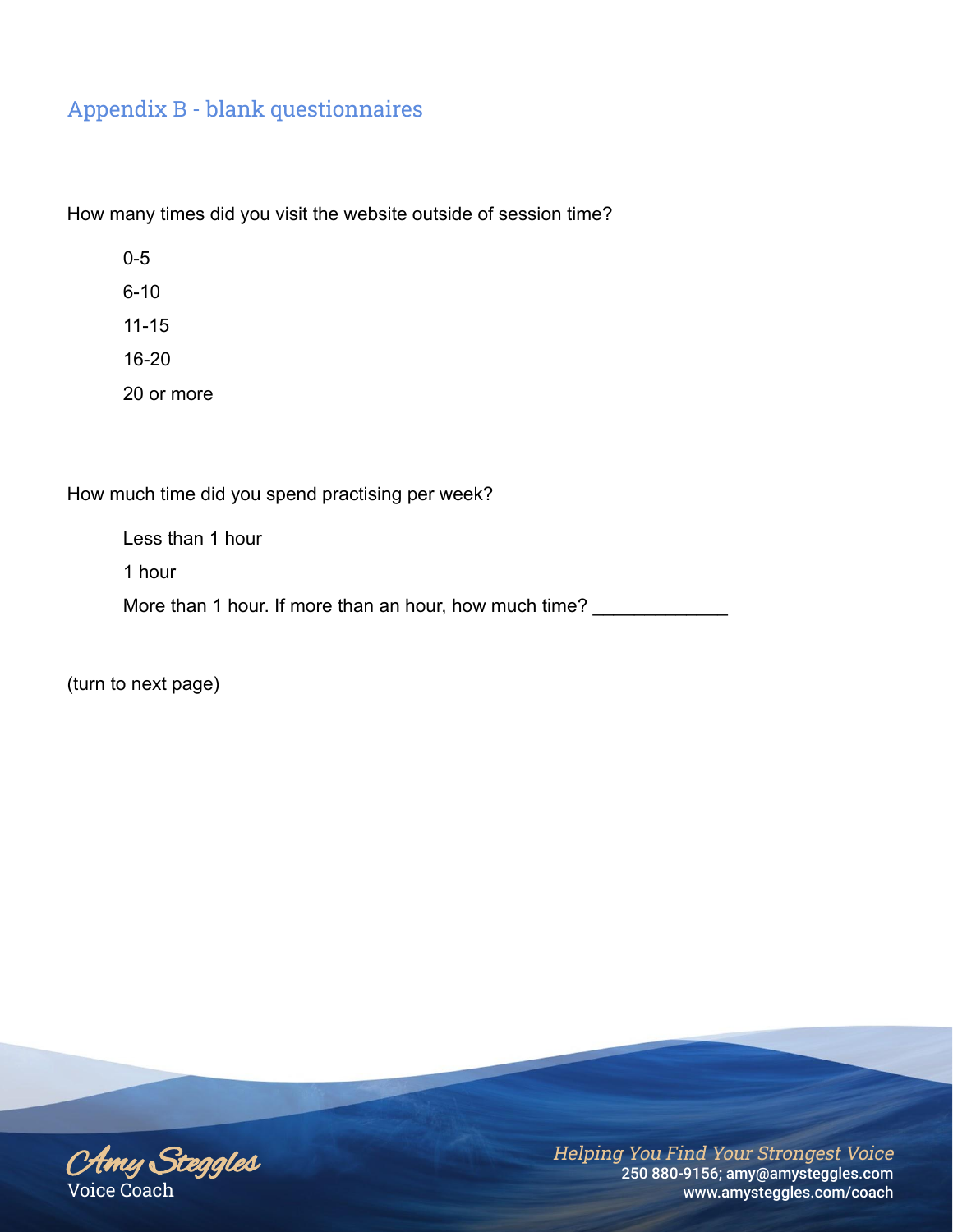## Appendix B - blank questionnaires

How many times did you visit the website outside of session time?

0-5

6-10

11-15

16-20

20 or more

How much time did you spend practising per week?

Less than 1 hour

1 hour

More than 1 hour. If more than an hour, how much time? _____________

(turn to next page)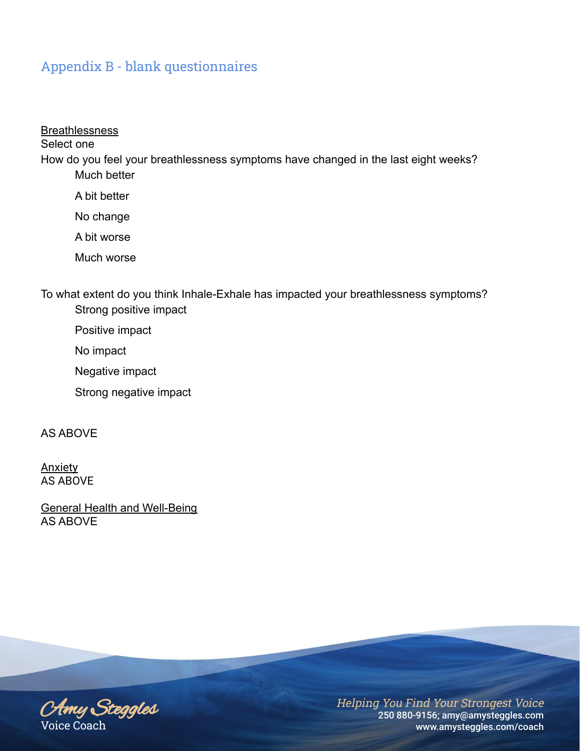## Appendix B - blank questionnaires

Breathlessness

Select one

How do you feel your breathlessness symptoms have changed in the last eight weeks?

- Much better
- A bit better
- No change
- A bit worse
- Much worse

To what extent do you think Inhale-Exhale has impacted your breathlessness symptoms?

- Strong positive impact
- Positive impact
- No impact
- Negative impact
- Strong negative impact

AS ABOVE

Anxiety

AS ABOVE

General Health and Well-Being

AS ABOVE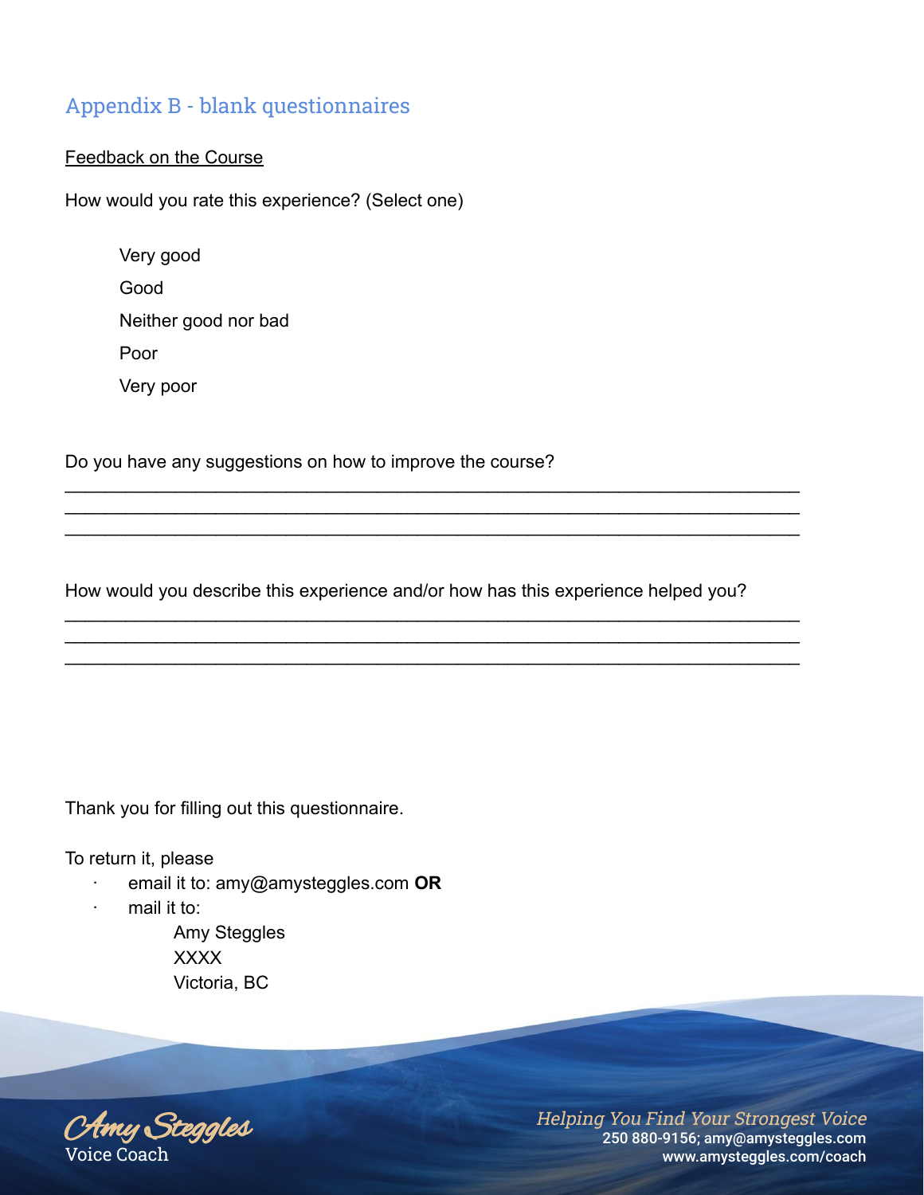## Appendix B - blank questionnaires

<u>Feedback on the Course</u>

How would you rate this experience? (Select one)

Very good

Good

Neither good nor bad

Poor

Very poor

Do you have any suggestions on how to improve the course?

_______________________________________________________________________________
_______________________________________________________________________________
_______________________________________________________________________________

How would you describe this experience and/or how has this experience helped you?

_______________________________________________________________________________
_______________________________________________________________________________
_______________________________________________________________________________

Thank you for filling out this questionnaire.

To return it, please

- email it to: amy@amysteggles.com **OR**
- mail it to:

  Amy Steggles
  XXXX
  Victoria, BC